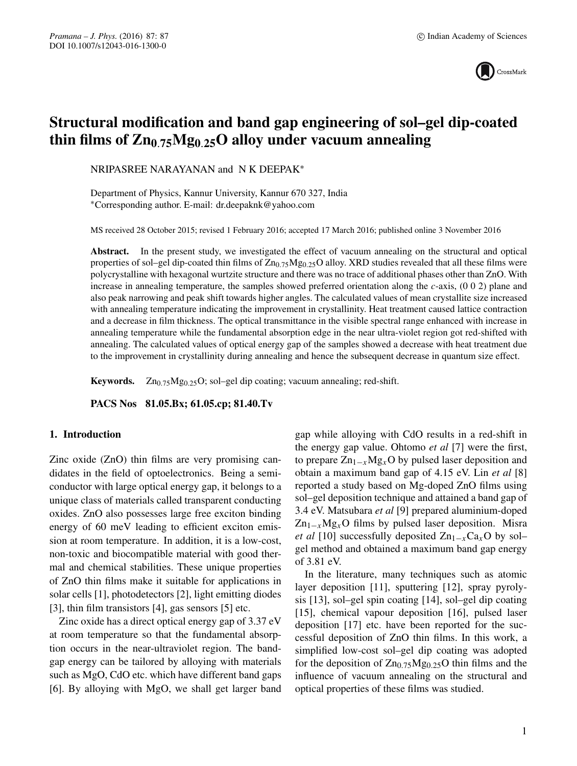# Structural modification and band gap engineering of sol–gel dip-coated thin films of $Zn_{0.75}Mg_{0.25}O$ alloy under vacuum annealing

NRIPASREE NARAYANAN and N K DEEPAK*

Department of Physics, Kannur University, Kannur 670 327, India
*Corresponding author. E-mail: dr.deepaknk@yahoo.com

MS received 28 October 2015; revised 1 February 2016; accepted 17 March 2016; published online 3 November 2016

**Abstract.** In the present study, we investigated the effect of vacuum annealing on the structural and optical properties of sol–gel dip-coated thin films of $Zn_{0.75}Mg_{0.25}O$ alloy. XRD studies revealed that all these films were polycrystalline with hexagonal wurtzite structure and there was no trace of additional phases other than ZnO. With increase in annealing temperature, the samples showed preferred orientation along the *c*-axis, (0 0 2) plane and also peak narrowing and peak shift towards higher angles. The calculated values of mean crystallite size increased with annealing temperature indicating the improvement in crystallinity. Heat treatment caused lattice contraction and a decrease in film thickness. The optical transmittance in the visible spectral range enhanced with increase in annealing temperature while the fundamental absorption edge in the near ultra-violet region got red-shifted with annealing. The calculated values of optical energy gap of the samples showed a decrease with heat treatment due to the improvement in crystallinity during annealing and hence the subsequent decrease in quantum size effect.

**Keywords.** $Zn_{0.75}Mg_{0.25}O$; sol–gel dip coating; vacuum annealing; red-shift.

**PACS Nos 81.05.Bx; 61.05.cp; 81.40.Tv**

## 1. Introduction

Zinc oxide (ZnO) thin films are very promising candidates in the field of optoelectronics. Being a semiconductor with large optical energy gap, it belongs to a unique class of materials called transparent conducting oxides. ZnO also possesses large free exciton binding energy of 60 meV leading to efficient exciton emission at room temperature. In addition, it is a low-cost, non-toxic and biocompatible material with good thermal and chemical stabilities. These unique properties of ZnO thin films make it suitable for applications in solar cells [1], photodetectors [2], light emitting diodes [3], thin film transistors [4], gas sensors [5] etc.

Zinc oxide has a direct optical energy gap of 3.37 eV at room temperature so that the fundamental absorption occurs in the near-ultraviolet region. The band-gap energy can be tailored by alloying with materials such as MgO, CdO etc. which have different band gaps [6]. By alloying with MgO, we shall get larger band gap while alloying with CdO results in a red-shift in the energy gap value. Ohtomo *et al* [7] were the first, to prepare $Zn_{1-x}Mg_xO$ by pulsed laser deposition and obtain a maximum band gap of 4.15 eV. Lin *et al* [8] reported a study based on Mg-doped ZnO films using sol–gel deposition technique and attained a band gap of 3.4 eV. Matsubara *et al* [9] prepared aluminium-doped $Zn_{1-x}Mg_xO$ films by pulsed laser deposition. Misra *et al* [10] successfully deposited $Zn_{1-x}Ca_xO$ by sol–gel method and obtained a maximum band gap energy of 3.81 eV.

In the literature, many techniques such as atomic layer deposition [11], sputtering [12], spray pyrolysis [13], sol–gel spin coating [14], sol–gel dip coating [15], chemical vapour deposition [16], pulsed laser deposition [17] etc. have been reported for the successful deposition of ZnO thin films. In this work, a simplified low-cost sol–gel dip coating was adopted for the deposition of $Zn_{0.75}Mg_{0.25}O$ thin films and the influence of vacuum annealing on the structural and optical properties of these films was studied.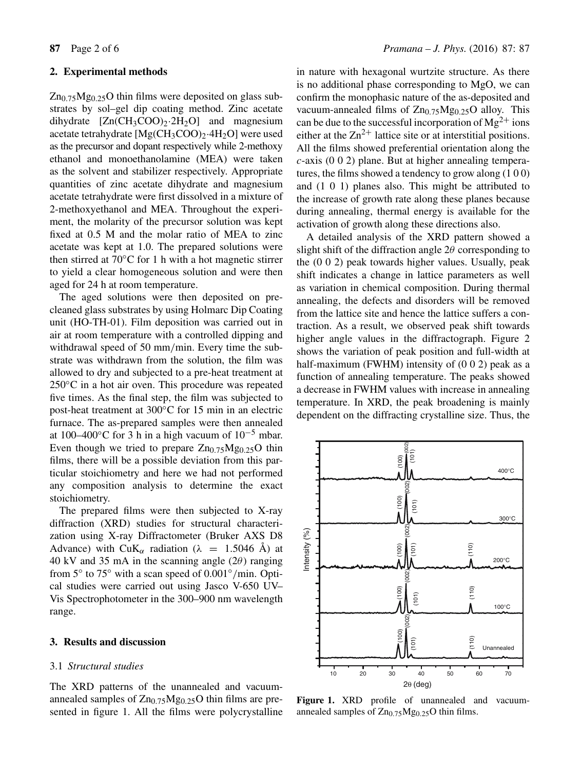## 2. Experimental methods

$Zn_{0.75}Mg_{0.25}O$ thin films were deposited on glass substrates by sol–gel dip coating method. Zinc acetate dihydrate [$Zn(CH_3COO)_2{\cdot}2H_2O$] and magnesium acetate tetrahydrate [$Mg(CH_3COO)_2{\cdot}4H_2O$] were used as the precursor and dopant respectively while 2-methoxy ethanol and monoethanolamine (MEA) were taken as the solvent and stabilizer respectively. Appropriate quantities of zinc acetate dihydrate and magnesium acetate tetrahydrate were first dissolved in a mixture of 2-methoxyethanol and MEA. Throughout the experiment, the molarity of the precursor solution was kept fixed at 0.5 M and the molar ratio of MEA to zinc acetate was kept at 1.0. The prepared solutions were then stirred at 70°C for 1 h with a hot magnetic stirrer to yield a clear homogeneous solution and were then aged for 24 h at room temperature.

The aged solutions were then deposited on precleaned glass substrates by using Holmarc Dip Coating unit (HO-TH-01). Film deposition was carried out in air at room temperature with a controlled dipping and withdrawal speed of 50 mm/min. Every time the substrate was withdrawn from the solution, the film was allowed to dry and subjected to a pre-heat treatment at 250°C in a hot air oven. This procedure was repeated five times. As the final step, the film was subjected to post-heat treatment at 300°C for 15 min in an electric furnace. The as-prepared samples were then annealed at 100–400°C for 3 h in a high vacuum of $10^{-5}$ mbar. Even though we tried to prepare $Zn_{0.75}Mg_{0.25}O$ thin films, there will be a possible deviation from this particular stoichiometry and here we had not performed any composition analysis to determine the exact stoichiometry.

The prepared films were then subjected to X-ray diffraction (XRD) studies for structural characterization using X-ray Diffractometer (Bruker AXS D8 Advance) with $CuK_\alpha$ radiation ($\lambda = 1.5046$ Å) at 40 kV and 35 mA in the scanning angle ($2\theta$) ranging from 5° to 75° with a scan speed of 0.001°/min. Optical studies were carried out using Jasco V-650 UV–Vis Spectrophotometer in the 300–900 nm wavelength range.

## 3. Results and discussion

### 3.1 *Structural studies*

The XRD patterns of the unannealed and vacuum-annealed samples of $Zn_{0.75}Mg_{0.25}O$ thin films are presented in figure 1. All the films were polycrystalline in nature with hexagonal wurtzite structure. As there is no additional phase corresponding to MgO, we can confirm the monophasic nature of the as-deposited and vacuum-annealed films of $Zn_{0.75}Mg_{0.25}O$ alloy. This can be due to the successful incorporation of $Mg^{2+}$ ions either at the $Zn^{2+}$ lattice site or at interstitial positions. All the films showed preferential orientation along the *c*-axis (0 0 2) plane. But at higher annealing temperatures, the films showed a tendency to grow along (1 0 0) and (1 0 1) planes also. This might be attributed to the increase of growth rate along these planes because during annealing, thermal energy is available for the activation of growth along these directions also.

A detailed analysis of the XRD pattern showed a slight shift of the diffraction angle $2\theta$ corresponding to the (0 0 2) peak towards higher values. Usually, peak shift indicates a change in lattice parameters as well as variation in chemical composition. During thermal annealing, the defects and disorders will be removed from the lattice site and hence the lattice suffers a contraction. As a result, we observed peak shift towards higher angle values in the diffractograph. Figure 2 shows the variation of peak position and full-width at half-maximum (FWHM) intensity of (0 0 2) peak as a function of annealing temperature. The peaks showed a decrease in FWHM values with increase in annealing temperature. In XRD, the peak broadening is mainly dependent on the diffracting crystalline size. Thus, the

**Figure 1.** XRD profile of unannealed and vacuum-annealed samples of $Zn_{0.75}Mg_{0.25}O$ thin films.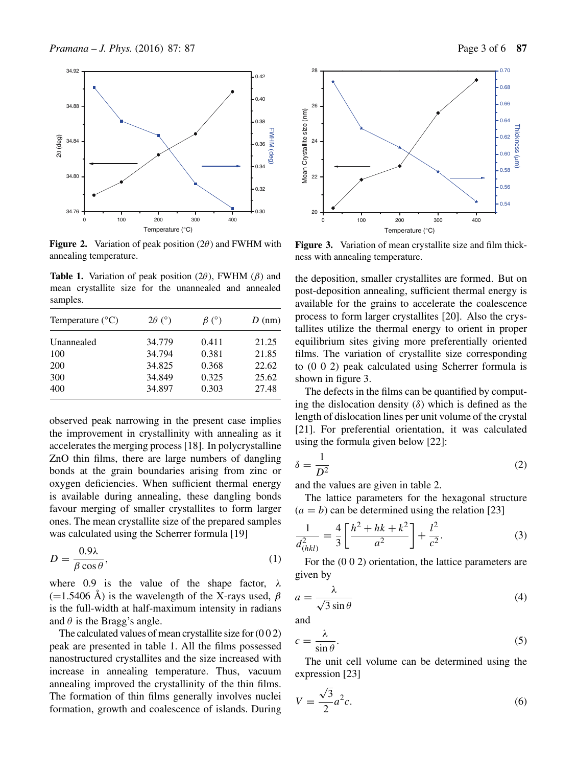Figure 2. Variation of peak position ($2\theta$) and FWHM with annealing temperature.

**Table 1.** Variation of peak position ($2\theta$), FWHM ($\beta$) and mean crystallite size for the unannealed and annealed samples.

| Temperature (°C) | $2\theta$ (°) | $\beta$ (°) | $D$ (nm) |
|---|---|---|---|
| Unannealed | 34.779 | 0.411 | 21.25 |
| 100 | 34.794 | 0.381 | 21.85 |
| 200 | 34.825 | 0.368 | 22.62 |
| 300 | 34.849 | 0.325 | 25.62 |
| 400 | 34.897 | 0.303 | 27.48 |

observed peak narrowing in the present case implies the improvement in crystallinity with annealing as it accelerates the merging process [18]. In polycrystalline ZnO thin films, there are large numbers of dangling bonds at the grain boundaries arising from zinc or oxygen deficiencies. When sufficient thermal energy is available during annealing, these dangling bonds favour merging of smaller crystallites to form larger ones. The mean crystallite size of the prepared samples was calculated using the Scherrer formula [19]

$$D = \frac{0.9\lambda}{\beta\cos\theta}, \tag{1}$$

where 0.9 is the value of the shape factor, $\lambda$ (=1.5406 Å) is the wavelength of the X-rays used, $\beta$ is the full-width at half-maximum intensity in radians and $\theta$ is the Bragg's angle.

The calculated values of mean crystallite size for (0 0 2) peak are presented in table 1. All the films possessed nanostructured crystallites and the size increased with increase in annealing temperature. Thus, vacuum annealing improved the crystallinity of the thin films. The formation of thin films generally involves nuclei formation, growth and coalescence of islands. During the deposition, smaller crystallites are formed. But on post-deposition annealing, sufficient thermal energy is available for the grains to accelerate the coalescence process to form larger crystallites [20]. Also the crystallites utilize the thermal energy to orient in proper equilibrium sites giving more preferentially oriented films. The variation of crystallite size corresponding to (0 0 2) peak calculated using Scherrer formula is shown in figure 3.

Figure 3. Variation of mean crystallite size and film thickness with annealing temperature.

The defects in the films can be quantified by computing the dislocation density ($\delta$) which is defined as the length of dislocation lines per unit volume of the crystal [21]. For preferential orientation, it was calculated using the formula given below [22]:

$$\delta = \frac{1}{D^2} \tag{2}$$

and the values are given in table 2.

The lattice parameters for the hexagonal structure ($a = b$) can be determined using the relation [23]

$$\frac{1}{d^2_{(hkl)}} = \frac{4}{3}\left[\frac{h^2 + hk + k^2}{a^2}\right] + \frac{l^2}{c^2}. \tag{3}$$

For the (0 0 2) orientation, the lattice parameters are given by

$$a = \frac{\lambda}{\sqrt{3}\sin\theta} \tag{4}$$

and

$$c = \frac{\lambda}{\sin\theta}. \tag{5}$$

The unit cell volume can be determined using the expression [23]

$$V = \frac{\sqrt{3}}{2}a^2c. \tag{6}$$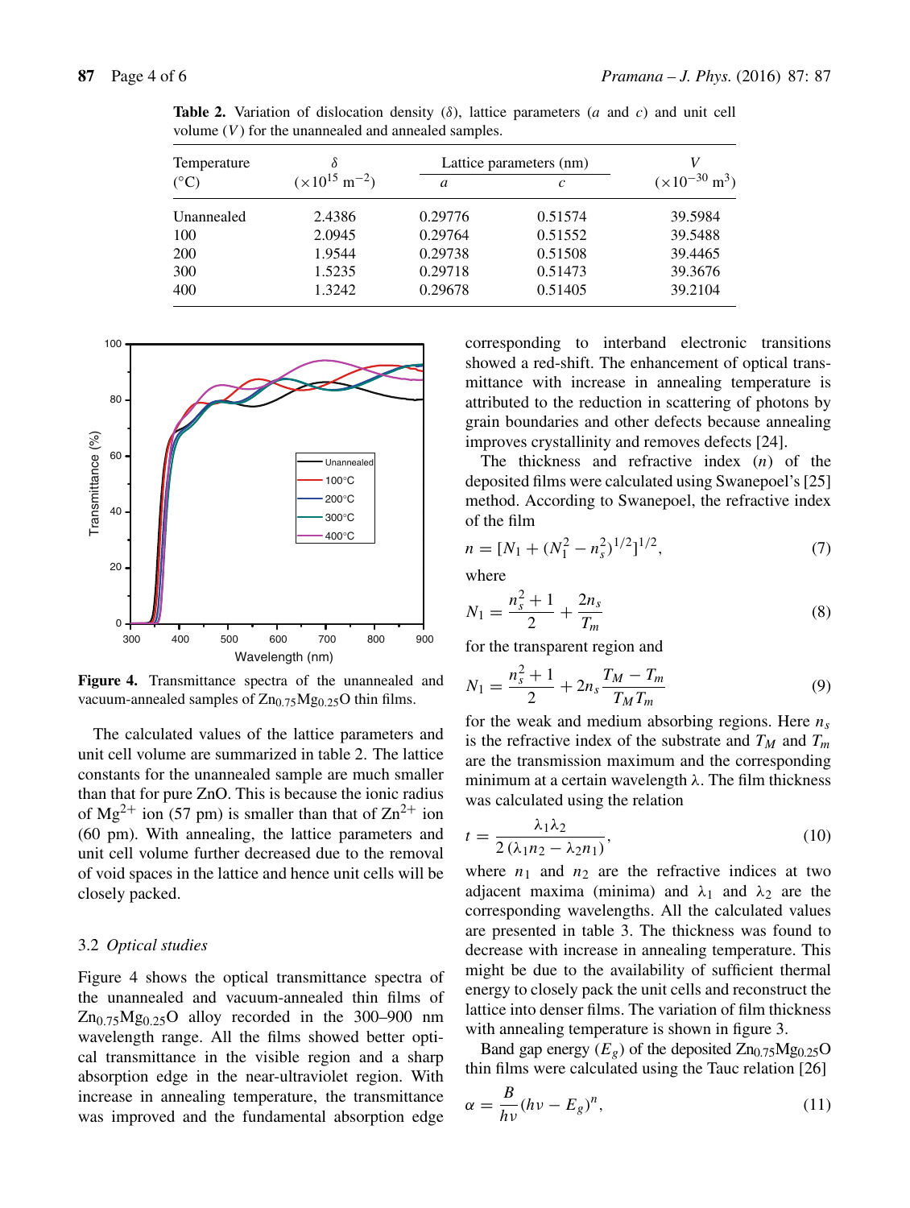**Table 2.** Variation of dislocation density ($\delta$), lattice parameters ($a$ and $c$) and unit cell volume ($V$) for the unannealed and annealed samples.

| Temperature (°C) | $\delta$ ($\times 10^{15}$ m$^{-2}$) | Lattice parameters (nm) | | $V$ ($\times 10^{-30}$ m$^3$) |
|---|---|---|---|---|
| | | $a$ | $c$ | |
| Unannealed | 2.4386 | 0.29776 | 0.51574 | 39.5984 |
| 100 | 2.0945 | 0.29764 | 0.51552 | 39.5488 |
| 200 | 1.9544 | 0.29738 | 0.51508 | 39.4465 |
| 300 | 1.5235 | 0.29718 | 0.51473 | 39.3676 |
| 400 | 1.3242 | 0.29678 | 0.51405 | 39.2104 |

**Figure 4.** Transmittance spectra of the unannealed and vacuum-annealed samples of $Zn_{0.75}Mg_{0.25}O$ thin films.

The calculated values of the lattice parameters and unit cell volume are summarized in table 2. The lattice constants for the unannealed sample are much smaller than that for pure ZnO. This is because the ionic radius of $Mg^{2+}$ ion (57 pm) is smaller than that of $Zn^{2+}$ ion (60 pm). With annealing, the lattice parameters and unit cell volume further decreased due to the removal of void spaces in the lattice and hence unit cells will be closely packed.

### 3.2 *Optical studies*

Figure 4 shows the optical transmittance spectra of the unannealed and vacuum-annealed thin films of $Zn_{0.75}Mg_{0.25}O$ alloy recorded in the 300–900 nm wavelength range. All the films showed better optical transmittance in the visible region and a sharp absorption edge in the near-ultraviolet region. With increase in annealing temperature, the transmittance was improved and the fundamental absorption edge corresponding to interband electronic transitions showed a red-shift. The enhancement of optical transmittance with increase in annealing temperature is attributed to the reduction in scattering of photons by grain boundaries and other defects because annealing improves crystallinity and removes defects [24].

The thickness and refractive index ($n$) of the deposited films were calculated using Swanepoel's [25] method. According to Swanepoel, the refractive index of the film

$$n = [N_1 + (N_1^2 - n_s^2)^{1/2}]^{1/2}, \tag{7}$$

where

$$N_1 = \frac{n_s^2 + 1}{2} + \frac{2n_s}{T_m} \tag{8}$$

for the transparent region and

$$N_1 = \frac{n_s^2 + 1}{2} + 2n_s \frac{T_M - T_m}{T_M T_m} \tag{9}$$

for the weak and medium absorbing regions. Here $n_s$ is the refractive index of the substrate and $T_M$ and $T_m$ are the transmission maximum and the corresponding minimum at a certain wavelength $\lambda$. The film thickness was calculated using the relation

$$t = \frac{\lambda_1 \lambda_2}{2(\lambda_1 n_2 - \lambda_2 n_1)}, \tag{10}$$

where $n_1$ and $n_2$ are the refractive indices at two adjacent maxima (minima) and $\lambda_1$ and $\lambda_2$ are the corresponding wavelengths. All the calculated values are presented in table 3. The thickness was found to decrease with increase in annealing temperature. This might be due to the availability of sufficient thermal energy to closely pack the unit cells and reconstruct the lattice into denser films. The variation of film thickness with annealing temperature is shown in figure 3.

Band gap energy ($E_g$) of the deposited $Zn_{0.75}Mg_{0.25}O$ thin films were calculated using the Tauc relation [26]

$$\alpha = \frac{B}{h\nu}(h\nu - E_g)^n, \tag{11}$$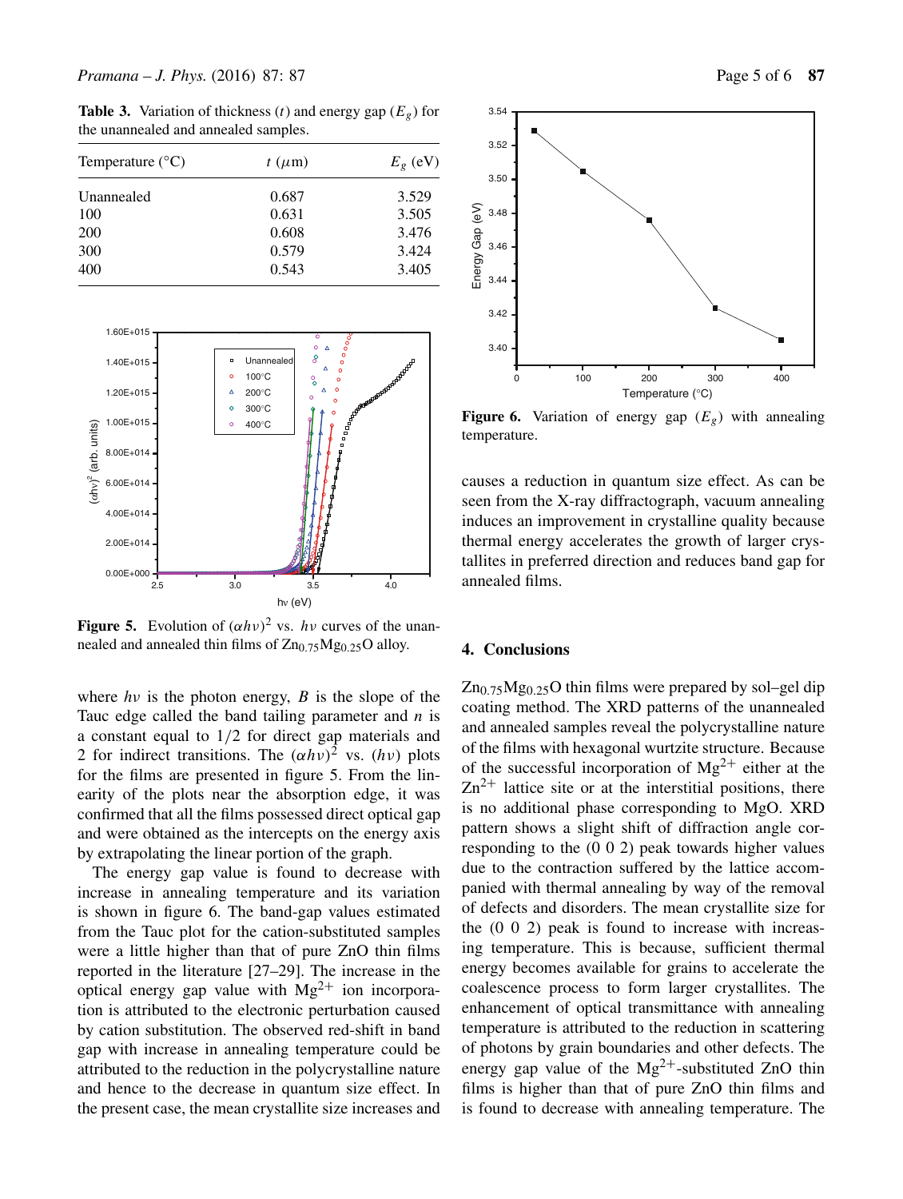**Table 3.** Variation of thickness ($t$) and energy gap ($E_g$) for the unannealed and annealed samples.

| Temperature (°C) | $t$ ($\mu$m) | $E_g$ (eV) |
|---|---|---|
| Unannealed | 0.687 | 3.529 |
| 100 | 0.631 | 3.505 |
| 200 | 0.608 | 3.476 |
| 300 | 0.579 | 3.424 |
| 400 | 0.543 | 3.405 |

**Figure 5.** Evolution of $(\alpha h\nu)^2$ vs. $h\nu$ curves of the unannealed and annealed thin films of $Zn_{0.75}Mg_{0.25}O$ alloy.

where $h\nu$ is the photon energy, $B$ is the slope of the Tauc edge called the band tailing parameter and $n$ is a constant equal to 1/2 for direct gap materials and 2 for indirect transitions. The $(\alpha h\nu)^2$ vs. $(h\nu)$ plots for the films are presented in figure 5. From the linearity of the plots near the absorption edge, it was confirmed that all the films possessed direct optical gap and were obtained as the intercepts on the energy axis by extrapolating the linear portion of the graph.

The energy gap value is found to decrease with increase in annealing temperature and its variation is shown in figure 6. The band-gap values estimated from the Tauc plot for the cation-substituted samples were a little higher than that of pure ZnO thin films reported in the literature [27–29]. The increase in the optical energy gap value with $Mg^{2+}$ ion incorporation is attributed to the electronic perturbation caused by cation substitution. The observed red-shift in band gap with increase in annealing temperature could be attributed to the reduction in the polycrystalline nature and hence to the decrease in quantum size effect. In the present case, the mean crystallite size increases and causes a reduction in quantum size effect. As can be seen from the X-ray diffractograph, vacuum annealing induces an improvement in crystalline quality because thermal energy accelerates the growth of larger crystallites in preferred direction and reduces band gap for annealed films.

**Figure 6.** Variation of energy gap ($E_g$) with annealing temperature.

## 4. Conclusions

$Zn_{0.75}Mg_{0.25}O$ thin films were prepared by sol–gel dip coating method. The XRD patterns of the unannealed and annealed samples reveal the polycrystalline nature of the films with hexagonal wurtzite structure. Because of the successful incorporation of $Mg^{2+}$ either at the $Zn^{2+}$ lattice site or at the interstitial positions, there is no additional phase corresponding to MgO. XRD pattern shows a slight shift of diffraction angle corresponding to the (0 0 2) peak towards higher values due to the contraction suffered by the lattice accompanied with thermal annealing by way of the removal of defects and disorders. The mean crystallite size for the (0 0 2) peak is found to increase with increasing temperature. This is because, sufficient thermal energy becomes available for grains to accelerate the coalescence process to form larger crystallites. The enhancement of optical transmittance with annealing temperature is attributed to the reduction in scattering of photons by grain boundaries and other defects. The energy gap value of the $Mg^{2+}$-substituted ZnO thin films is higher than that of pure ZnO thin films and is found to decrease with annealing temperature. The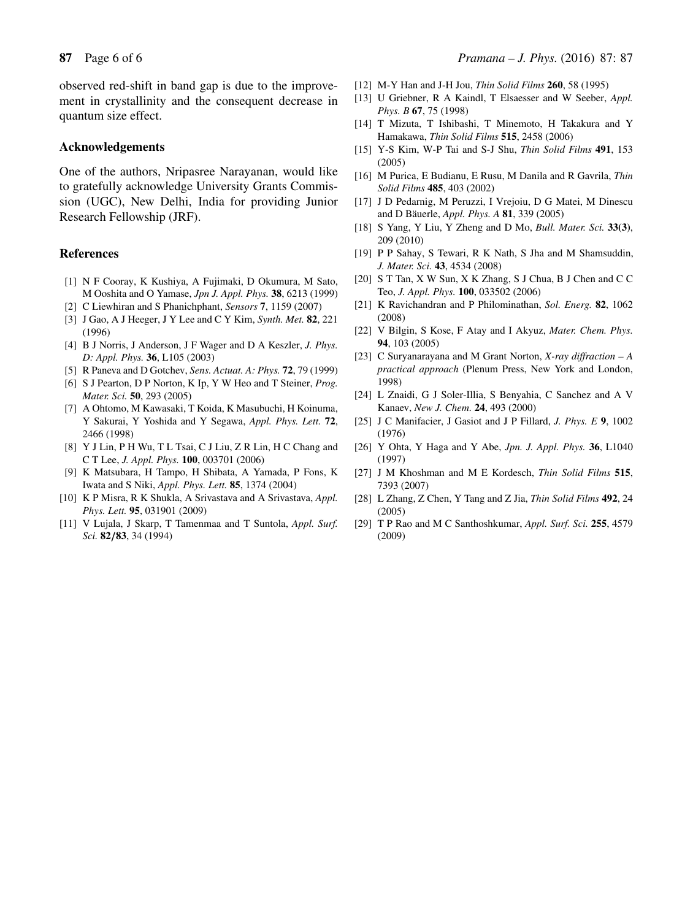observed red-shift in band gap is due to the improvement in crystallinity and the consequent decrease in quantum size effect.

## Acknowledgements

One of the authors, Nripasree Narayanan, would like to gratefully acknowledge University Grants Commission (UGC), New Delhi, India for providing Junior Research Fellowship (JRF).

## References

[1] N F Cooray, K Kushiya, A Fujimaki, D Okumura, M Sato, M Ooshita and O Yamase, *Jpn J. Appl. Phys.* **38**, 6213 (1999)
[2] C Liewhiran and S Phanichphant, *Sensors* **7**, 1159 (2007)
[3] J Gao, A J Heeger, J Y Lee and C Y Kim, *Synth. Met.* **82**, 221 (1996)
[4] B J Norris, J Anderson, J F Wager and D A Keszler, *J. Phys. D: Appl. Phys.* **36**, L105 (2003)
[5] R Paneva and D Gotchev, *Sens. Actuat. A: Phys.* **72**, 79 (1999)
[6] S J Pearton, D P Norton, K Ip, Y W Heo and T Steiner, *Prog. Mater. Sci.* **50**, 293 (2005)
[7] A Ohtomo, M Kawasaki, T Koida, K Masubuchi, H Koinuma, Y Sakurai, Y Yoshida and Y Segawa, *Appl. Phys. Lett.* **72**, 2466 (1998)
[8] Y J Lin, P H Wu, T L Tsai, C J Liu, Z R Lin, H C Chang and C T Lee, *J. Appl. Phys.* **100**, 003701 (2006)
[9] K Matsubara, H Tampo, H Shibata, A Yamada, P Fons, K Iwata and S Niki, *Appl. Phys. Lett.* **85**, 1374 (2004)
[10] K P Misra, R K Shukla, A Srivastava and A Srivastava, *Appl. Phys. Lett.* **95**, 031901 (2009)
[11] V Lujala, J Skarp, T Tamenmaa and T Suntola, *Appl. Surf. Sci.* **82/83**, 34 (1994)
[12] M-Y Han and J-H Jou, *Thin Solid Films* **260**, 58 (1995)
[13] U Griebner, R A Kaindl, T Elsaesser and W Seeber, *Appl. Phys. B* **67**, 75 (1998)
[14] T Mizuta, T Ishibashi, T Minemoto, H Takakura and Y Hamakawa, *Thin Solid Films* **515**, 2458 (2006)
[15] Y-S Kim, W-P Tai and S-J Shu, *Thin Solid Films* **491**, 153 (2005)
[16] M Purica, E Budianu, E Rusu, M Danila and R Gavrila, *Thin Solid Films* **485**, 403 (2002)
[17] J D Pedarnig, M Peruzzi, I Vrejoiu, D G Matei, M Dinescu and D Bäuerle, *Appl. Phys. A* **81**, 339 (2005)
[18] S Yang, Y Liu, Y Zheng and D Mo, *Bull. Mater. Sci.* **33(3)**, 209 (2010)
[19] P P Sahay, S Tewari, R K Nath, S Jha and M Shamsuddin, *J. Mater. Sci.* **43**, 4534 (2008)
[20] S T Tan, X W Sun, X K Zhang, S J Chua, B J Chen and C C Teo, *J. Appl. Phys.* **100**, 033502 (2006)
[21] K Ravichandran and P Philominathan, *Sol. Energ.* **82**, 1062 (2008)
[22] V Bilgin, S Kose, F Atay and I Akyuz, *Mater. Chem. Phys.* **94**, 103 (2005)
[23] C Suryanarayana and M Grant Norton, *X-ray diffraction – A practical approach* (Plenum Press, New York and London, 1998)
[24] L Znaidi, G J Soler-Illia, S Benyahia, C Sanchez and A V Kanaev, *New J. Chem.* **24**, 493 (2000)
[25] J C Manifacier, J Gasiot and J P Fillard, *J. Phys. E* **9**, 1002 (1976)
[26] Y Ohta, Y Haga and Y Abe, *Jpn. J. Appl. Phys.* **36**, L1040 (1997)
[27] J M Khoshman and M E Kordesch, *Thin Solid Films* **515**, 7393 (2007)
[28] L Zhang, Z Chen, Y Tang and Z Jia, *Thin Solid Films* **492**, 24 (2005)
[29] T P Rao and M C Santhoshkumar, *Appl. Surf. Sci.* **255**, 4579 (2009)